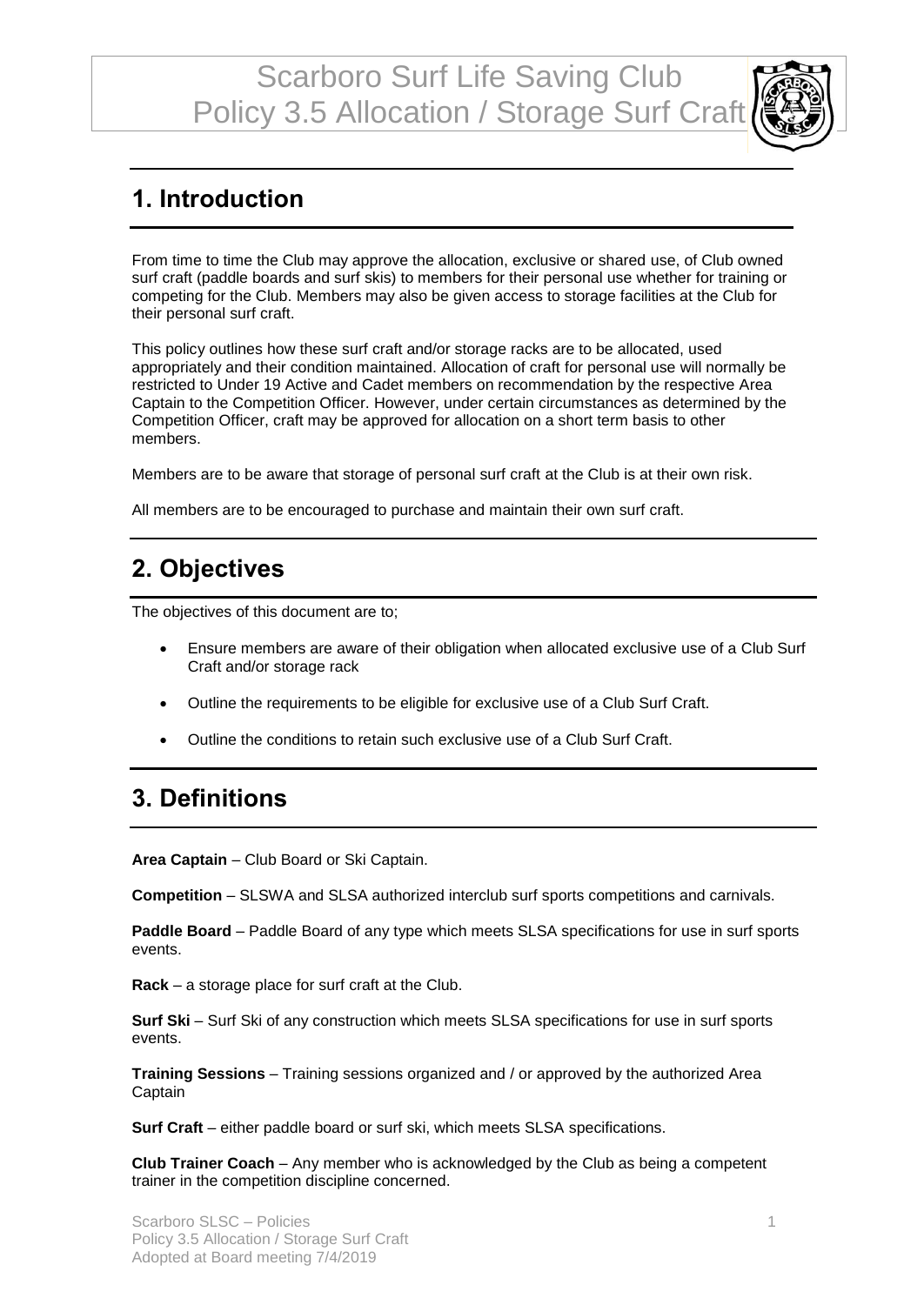# Scarboro Surf Life Saving Club
# Policy 3.5 Allocation / Storage Surf Craft

## 1. Introduction

From time to time the Club may approve the allocation, exclusive or shared use, of Club owned surf craft (paddle boards and surf skis) to members for their personal use whether for training or competing for the Club. Members may also be given access to storage facilities at the Club for their personal surf craft.

This policy outlines how these surf craft and/or storage racks are to be allocated, used appropriately and their condition maintained. Allocation of craft for personal use will normally be restricted to Under 19 Active and Cadet members on recommendation by the respective Area Captain to the Competition Officer. However, under certain circumstances as determined by the Competition Officer, craft may be approved for allocation on a short term basis to other members.

Members are to be aware that storage of personal surf craft at the Club is at their own risk.

All members are to be encouraged to purchase and maintain their own surf craft.

## 2. Objectives

The objectives of this document are to;

- Ensure members are aware of their obligation when allocated exclusive use of a Club Surf Craft and/or storage rack
- Outline the requirements to be eligible for exclusive use of a Club Surf Craft.
- Outline the conditions to retain such exclusive use of a Club Surf Craft.

## 3. Definitions

**Area Captain** – Club Board or Ski Captain.

**Competition** – SLSWA and SLSA authorized interclub surf sports competitions and carnivals.

**Paddle Board** – Paddle Board of any type which meets SLSA specifications for use in surf sports events.

**Rack** – a storage place for surf craft at the Club.

**Surf Ski** – Surf Ski of any construction which meets SLSA specifications for use in surf sports events.

**Training Sessions** – Training sessions organized and / or approved by the authorized Area Captain

**Surf Craft** – either paddle board or surf ski, which meets SLSA specifications.

**Club Trainer Coach** – Any member who is acknowledged by the Club as being a competent trainer in the competition discipline concerned.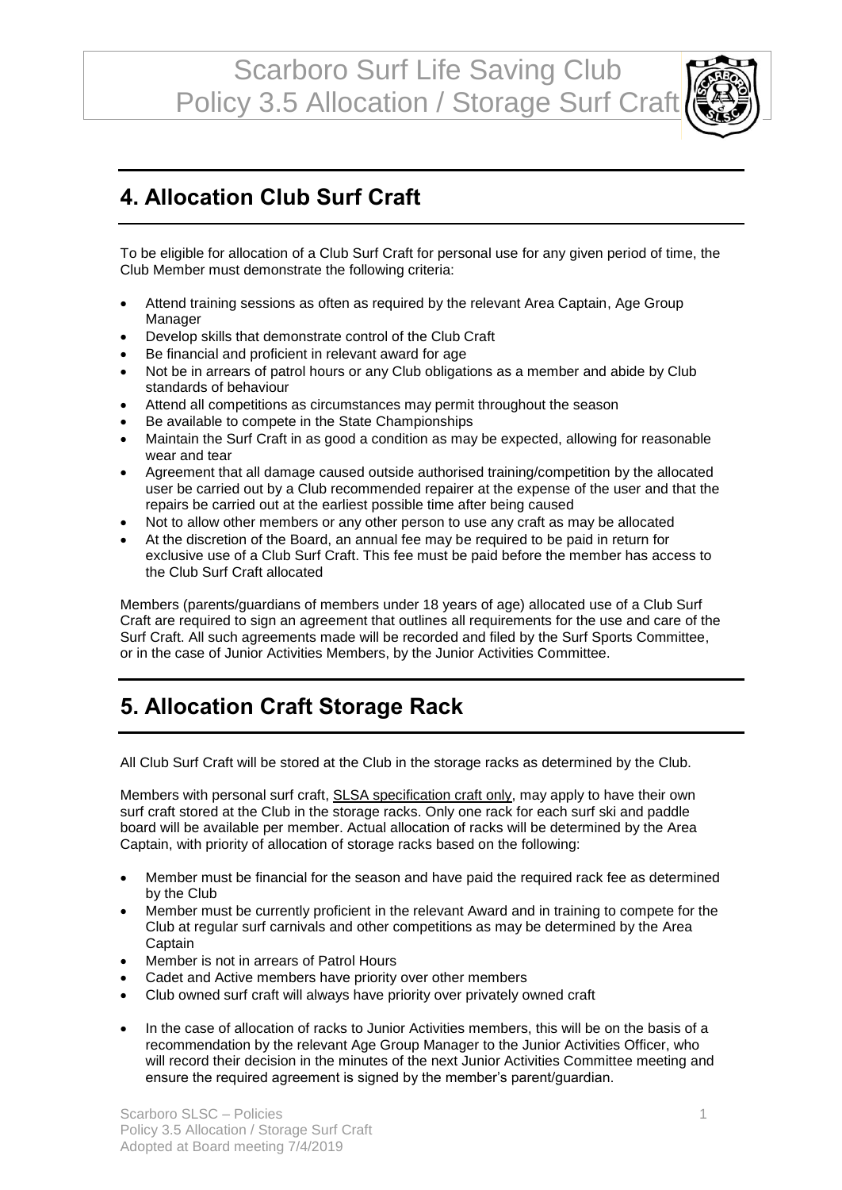## 4. Allocation Club Surf Craft

To be eligible for allocation of a Club Surf Craft for personal use for any given period of time, the Club Member must demonstrate the following criteria:

- Attend training sessions as often as required by the relevant Area Captain, Age Group Manager
- Develop skills that demonstrate control of the Club Craft
- Be financial and proficient in relevant award for age
- Not be in arrears of patrol hours or any Club obligations as a member and abide by Club standards of behaviour
- Attend all competitions as circumstances may permit throughout the season
- Be available to compete in the State Championships
- Maintain the Surf Craft in as good a condition as may be expected, allowing for reasonable wear and tear
- Agreement that all damage caused outside authorised training/competition by the allocated user be carried out by a Club recommended repairer at the expense of the user and that the repairs be carried out at the earliest possible time after being caused
- Not to allow other members or any other person to use any craft as may be allocated
- At the discretion of the Board, an annual fee may be required to be paid in return for exclusive use of a Club Surf Craft. This fee must be paid before the member has access to the Club Surf Craft allocated

Members (parents/guardians of members under 18 years of age) allocated use of a Club Surf Craft are required to sign an agreement that outlines all requirements for the use and care of the Surf Craft. All such agreements made will be recorded and filed by the Surf Sports Committee, or in the case of Junior Activities Members, by the Junior Activities Committee.

## 5. Allocation Craft Storage Rack

All Club Surf Craft will be stored at the Club in the storage racks as determined by the Club.

Members with personal surf craft, SLSA specification craft only, may apply to have their own surf craft stored at the Club in the storage racks. Only one rack for each surf ski and paddle board will be available per member. Actual allocation of racks will be determined by the Area Captain, with priority of allocation of storage racks based on the following:

- Member must be financial for the season and have paid the required rack fee as determined by the Club
- Member must be currently proficient in the relevant Award and in training to compete for the Club at regular surf carnivals and other competitions as may be determined by the Area Captain
- Member is not in arrears of Patrol Hours
- Cadet and Active members have priority over other members
- Club owned surf craft will always have priority over privately owned craft
- In the case of allocation of racks to Junior Activities members, this will be on the basis of a recommendation by the relevant Age Group Manager to the Junior Activities Officer, who will record their decision in the minutes of the next Junior Activities Committee meeting and ensure the required agreement is signed by the member's parent/guardian.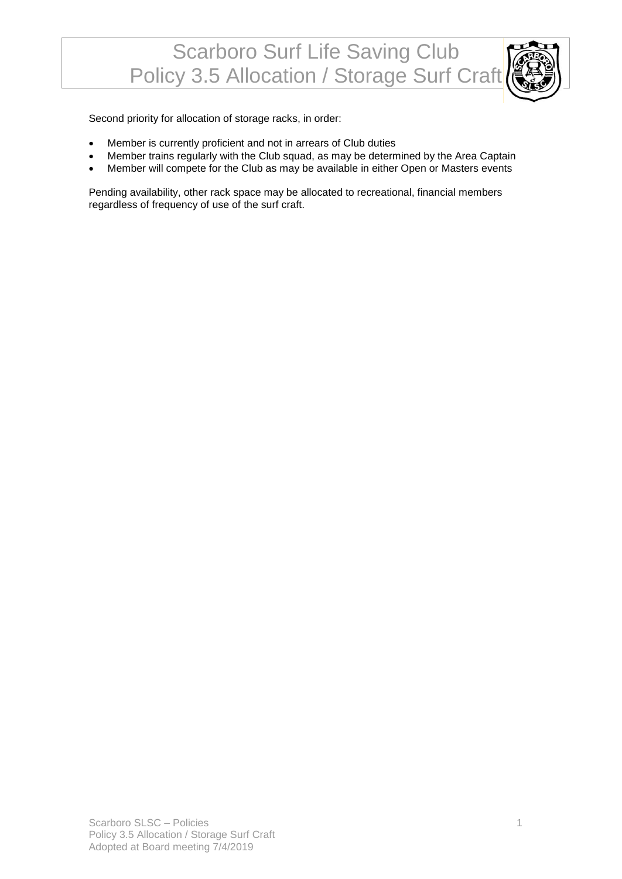Second priority for allocation of storage racks, in order:

- Member is currently proficient and not in arrears of Club duties
- Member trains regularly with the Club squad, as may be determined by the Area Captain
- Member will compete for the Club as may be available in either Open or Masters events

Pending availability, other rack space may be allocated to recreational, financial members regardless of frequency of use of the surf craft.